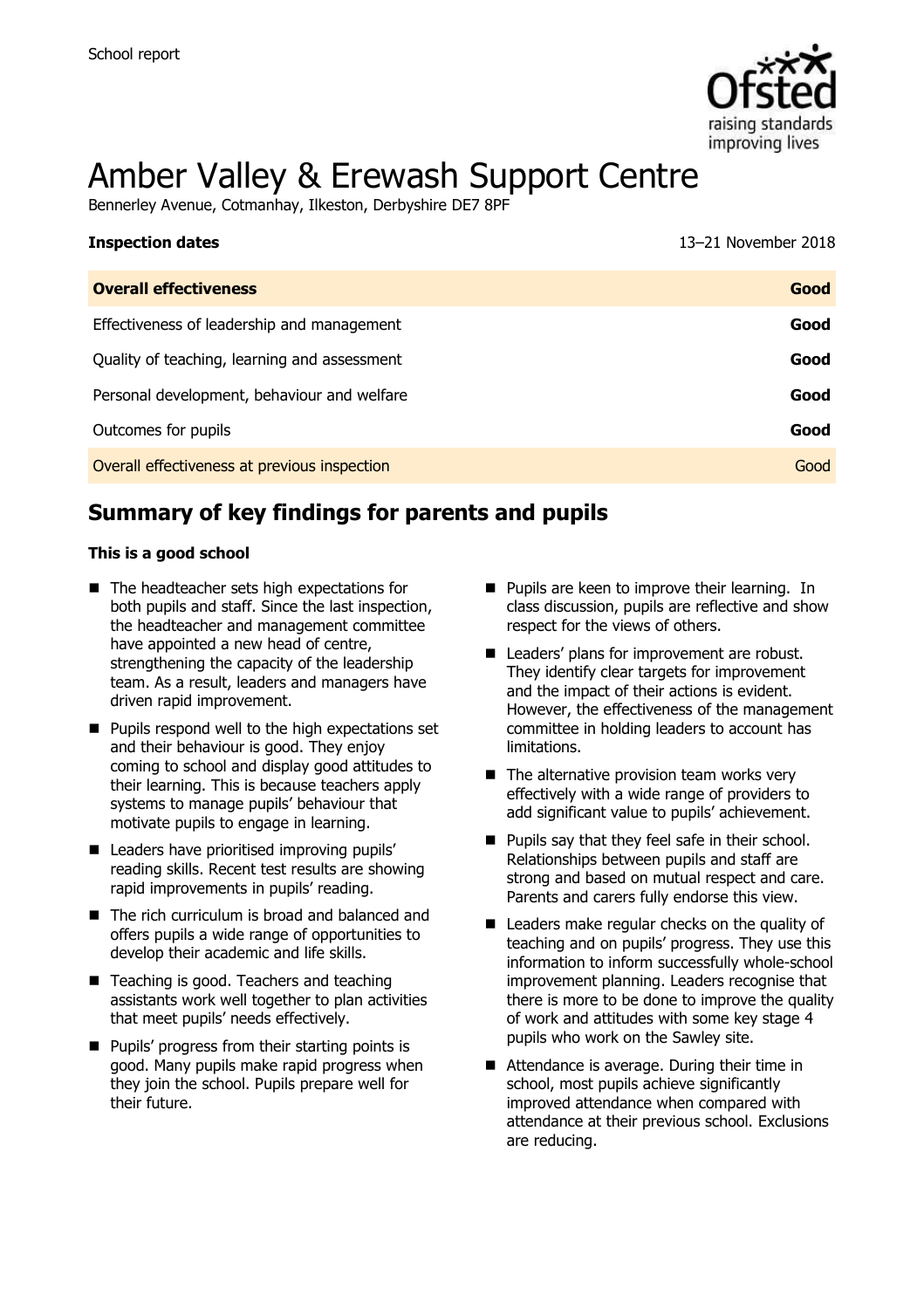School report

# Amber Valley & Erewash Support Centre

Bennerley Avenue, Cotmanhay, Ilkeston, Derbyshire DE7 8PF

| **Inspection dates** | 13–21 November 2018 |
| --- | --- |
| **Overall effectiveness** | **Good** |
| Effectiveness of leadership and management | **Good** |
| Quality of teaching, learning and assessment | **Good** |
| Personal development, behaviour and welfare | **Good** |
| Outcomes for pupils | **Good** |
| Overall effectiveness at previous inspection | Good |

## Summary of key findings for parents and pupils

**This is a good school**

- The headteacher sets high expectations for both pupils and staff. Since the last inspection, the headteacher and management committee have appointed a new head of centre, strengthening the capacity of the leadership team. As a result, leaders and managers have driven rapid improvement.
- Pupils respond well to the high expectations set and their behaviour is good. They enjoy coming to school and display good attitudes to their learning. This is because teachers apply systems to manage pupils' behaviour that motivate pupils to engage in learning.
- Leaders have prioritised improving pupils' reading skills. Recent test results are showing rapid improvements in pupils' reading.
- The rich curriculum is broad and balanced and offers pupils a wide range of opportunities to develop their academic and life skills.
- Teaching is good. Teachers and teaching assistants work well together to plan activities that meet pupils' needs effectively.
- Pupils' progress from their starting points is good. Many pupils make rapid progress when they join the school. Pupils prepare well for their future.
- Pupils are keen to improve their learning. In class discussion, pupils are reflective and show respect for the views of others.
- Leaders' plans for improvement are robust. They identify clear targets for improvement and the impact of their actions is evident. However, the effectiveness of the management committee in holding leaders to account has limitations.
- The alternative provision team works very effectively with a wide range of providers to add significant value to pupils' achievement.
- Pupils say that they feel safe in their school. Relationships between pupils and staff are strong and based on mutual respect and care. Parents and carers fully endorse this view.
- Leaders make regular checks on the quality of teaching and on pupils' progress. They use this information to inform successfully whole-school improvement planning. Leaders recognise that there is more to be done to improve the quality of work and attitudes with some key stage 4 pupils who work on the Sawley site.
- Attendance is average. During their time in school, most pupils achieve significantly improved attendance when compared with attendance at their previous school. Exclusions are reducing.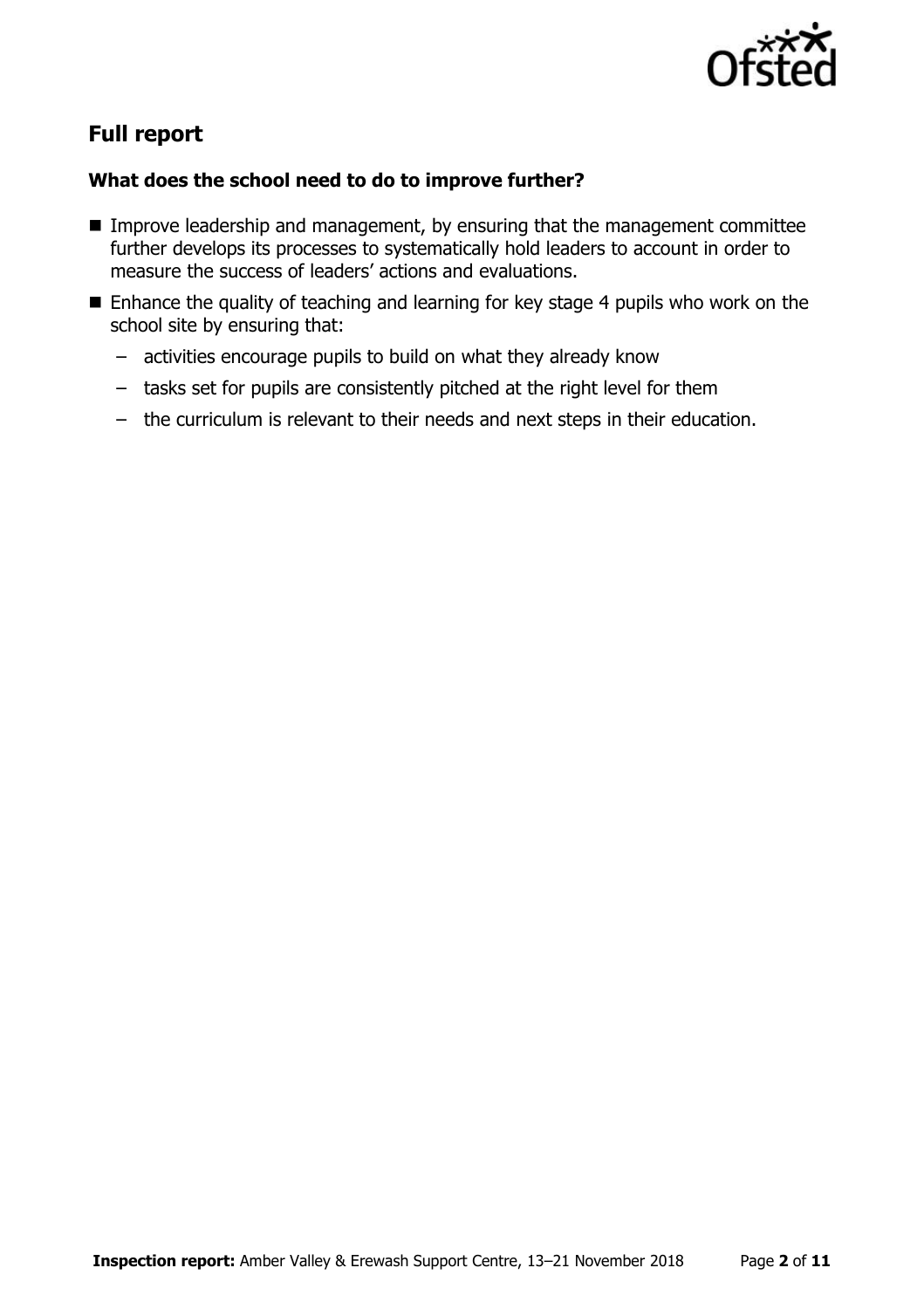## Full report

### What does the school need to do to improve further?

- Improve leadership and management, by ensuring that the management committee further develops its processes to systematically hold leaders to account in order to measure the success of leaders' actions and evaluations.
- Enhance the quality of teaching and learning for key stage 4 pupils who work on the school site by ensuring that:
  - activities encourage pupils to build on what they already know
  - tasks set for pupils are consistently pitched at the right level for them
  - the curriculum is relevant to their needs and next steps in their education.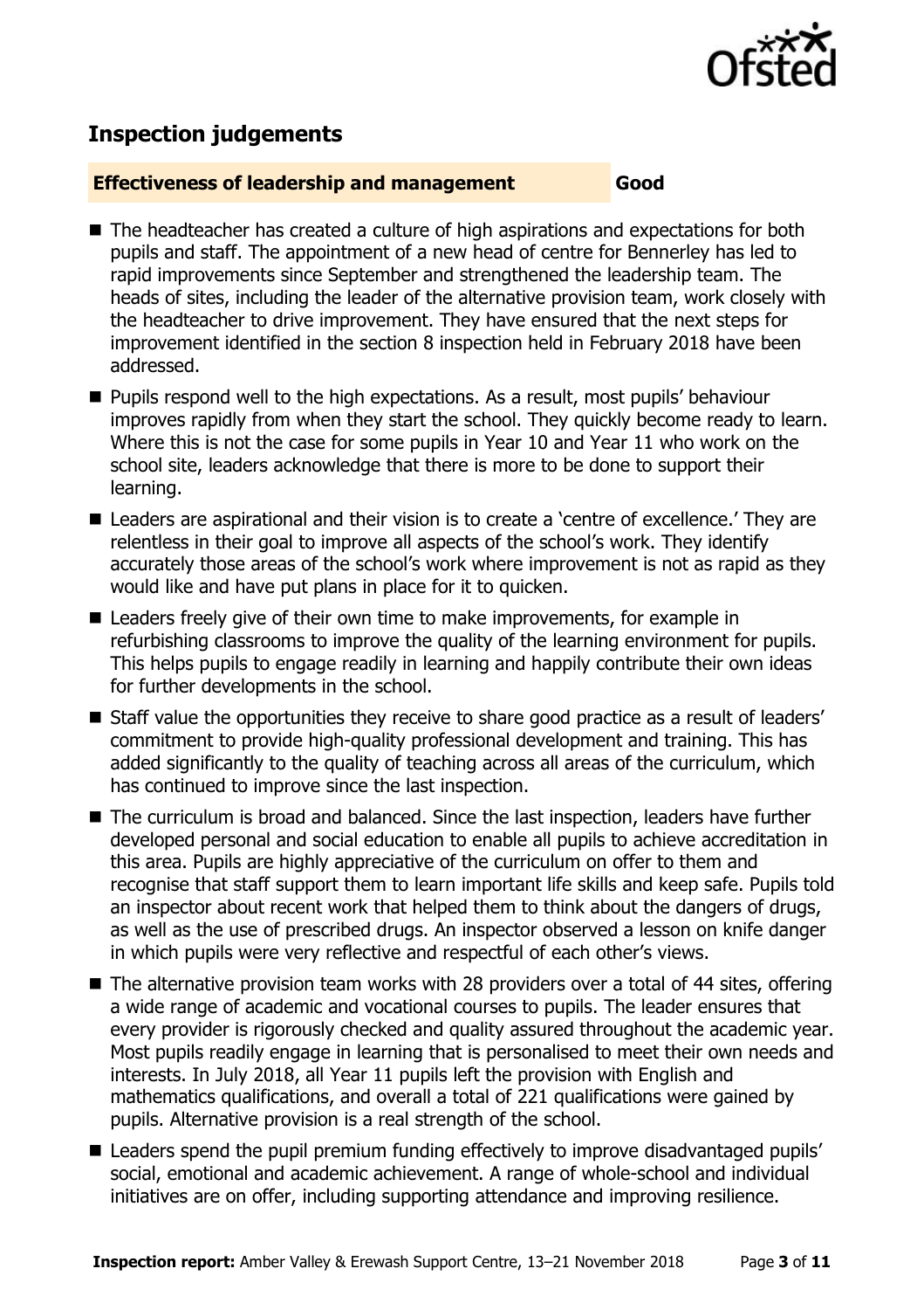## Inspection judgements

**Effectiveness of leadership and management** **Good**

- The headteacher has created a culture of high aspirations and expectations for both pupils and staff. The appointment of a new head of centre for Bennerley has led to rapid improvements since September and strengthened the leadership team. The heads of sites, including the leader of the alternative provision team, work closely with the headteacher to drive improvement. They have ensured that the next steps for improvement identified in the section 8 inspection held in February 2018 have been addressed.
- Pupils respond well to the high expectations. As a result, most pupils' behaviour improves rapidly from when they start the school. They quickly become ready to learn. Where this is not the case for some pupils in Year 10 and Year 11 who work on the school site, leaders acknowledge that there is more to be done to support their learning.
- Leaders are aspirational and their vision is to create a 'centre of excellence.' They are relentless in their goal to improve all aspects of the school's work. They identify accurately those areas of the school's work where improvement is not as rapid as they would like and have put plans in place for it to quicken.
- Leaders freely give of their own time to make improvements, for example in refurbishing classrooms to improve the quality of the learning environment for pupils. This helps pupils to engage readily in learning and happily contribute their own ideas for further developments in the school.
- Staff value the opportunities they receive to share good practice as a result of leaders' commitment to provide high-quality professional development and training. This has added significantly to the quality of teaching across all areas of the curriculum, which has continued to improve since the last inspection.
- The curriculum is broad and balanced. Since the last inspection, leaders have further developed personal and social education to enable all pupils to achieve accreditation in this area. Pupils are highly appreciative of the curriculum on offer to them and recognise that staff support them to learn important life skills and keep safe. Pupils told an inspector about recent work that helped them to think about the dangers of drugs, as well as the use of prescribed drugs. An inspector observed a lesson on knife danger in which pupils were very reflective and respectful of each other's views.
- The alternative provision team works with 28 providers over a total of 44 sites, offering a wide range of academic and vocational courses to pupils. The leader ensures that every provider is rigorously checked and quality assured throughout the academic year. Most pupils readily engage in learning that is personalised to meet their own needs and interests. In July 2018, all Year 11 pupils left the provision with English and mathematics qualifications, and overall a total of 221 qualifications were gained by pupils. Alternative provision is a real strength of the school.
- Leaders spend the pupil premium funding effectively to improve disadvantaged pupils' social, emotional and academic achievement. A range of whole-school and individual initiatives are on offer, including supporting attendance and improving resilience.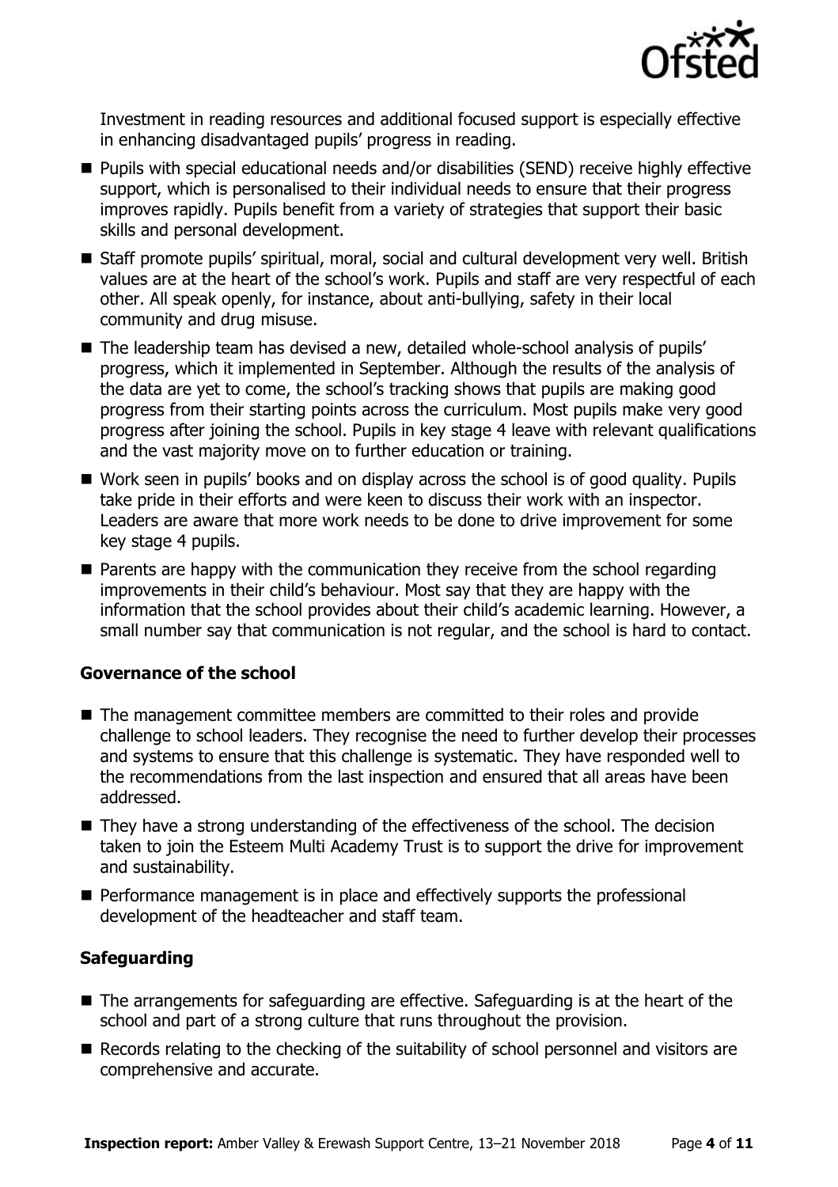Investment in reading resources and additional focused support is especially effective in enhancing disadvantaged pupils' progress in reading.

- Pupils with special educational needs and/or disabilities (SEND) receive highly effective support, which is personalised to their individual needs to ensure that their progress improves rapidly. Pupils benefit from a variety of strategies that support their basic skills and personal development.
- Staff promote pupils' spiritual, moral, social and cultural development very well. British values are at the heart of the school's work. Pupils and staff are very respectful of each other. All speak openly, for instance, about anti-bullying, safety in their local community and drug misuse.
- The leadership team has devised a new, detailed whole-school analysis of pupils' progress, which it implemented in September. Although the results of the analysis of the data are yet to come, the school's tracking shows that pupils are making good progress from their starting points across the curriculum. Most pupils make very good progress after joining the school. Pupils in key stage 4 leave with relevant qualifications and the vast majority move on to further education or training.
- Work seen in pupils' books and on display across the school is of good quality. Pupils take pride in their efforts and were keen to discuss their work with an inspector. Leaders are aware that more work needs to be done to drive improvement for some key stage 4 pupils.
- Parents are happy with the communication they receive from the school regarding improvements in their child's behaviour. Most say that they are happy with the information that the school provides about their child's academic learning. However, a small number say that communication is not regular, and the school is hard to contact.

### Governance of the school

- The management committee members are committed to their roles and provide challenge to school leaders. They recognise the need to further develop their processes and systems to ensure that this challenge is systematic. They have responded well to the recommendations from the last inspection and ensured that all areas have been addressed.
- They have a strong understanding of the effectiveness of the school. The decision taken to join the Esteem Multi Academy Trust is to support the drive for improvement and sustainability.
- Performance management is in place and effectively supports the professional development of the headteacher and staff team.

### Safeguarding

- The arrangements for safeguarding are effective. Safeguarding is at the heart of the school and part of a strong culture that runs throughout the provision.
- Records relating to the checking of the suitability of school personnel and visitors are comprehensive and accurate.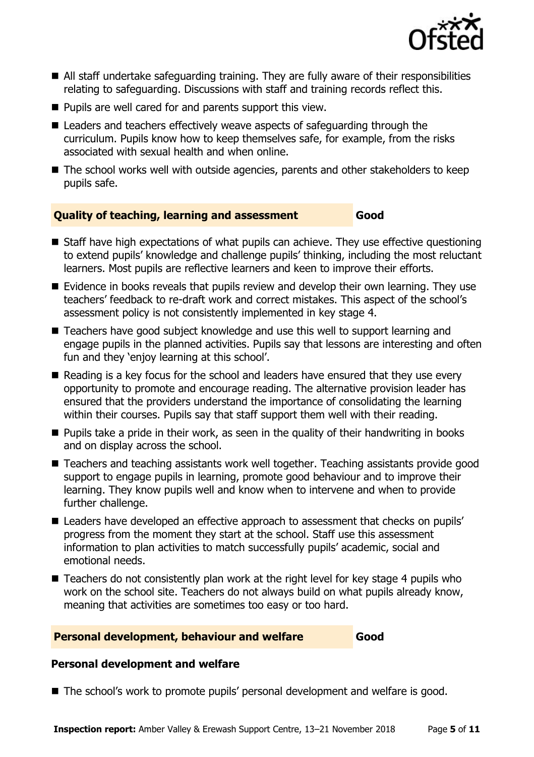- All staff undertake safeguarding training. They are fully aware of their responsibilities relating to safeguarding. Discussions with staff and training records reflect this.
- Pupils are well cared for and parents support this view.
- Leaders and teachers effectively weave aspects of safeguarding through the curriculum. Pupils know how to keep themselves safe, for example, from the risks associated with sexual health and when online.
- The school works well with outside agencies, parents and other stakeholders to keep pupils safe.

## Quality of teaching, learning and assessment — Good

- Staff have high expectations of what pupils can achieve. They use effective questioning to extend pupils' knowledge and challenge pupils' thinking, including the most reluctant learners. Most pupils are reflective learners and keen to improve their efforts.
- Evidence in books reveals that pupils review and develop their own learning. They use teachers' feedback to re-draft work and correct mistakes. This aspect of the school's assessment policy is not consistently implemented in key stage 4.
- Teachers have good subject knowledge and use this well to support learning and engage pupils in the planned activities. Pupils say that lessons are interesting and often fun and they 'enjoy learning at this school'.
- Reading is a key focus for the school and leaders have ensured that they use every opportunity to promote and encourage reading. The alternative provision leader has ensured that the providers understand the importance of consolidating the learning within their courses. Pupils say that staff support them well with their reading.
- Pupils take a pride in their work, as seen in the quality of their handwriting in books and on display across the school.
- Teachers and teaching assistants work well together. Teaching assistants provide good support to engage pupils in learning, promote good behaviour and to improve their learning. They know pupils well and know when to intervene and when to provide further challenge.
- Leaders have developed an effective approach to assessment that checks on pupils' progress from the moment they start at the school. Staff use this assessment information to plan activities to match successfully pupils' academic, social and emotional needs.
- Teachers do not consistently plan work at the right level for key stage 4 pupils who work on the school site. Teachers do not always build on what pupils already know, meaning that activities are sometimes too easy or too hard.

## Personal development, behaviour and welfare — Good

### Personal development and welfare

- The school's work to promote pupils' personal development and welfare is good.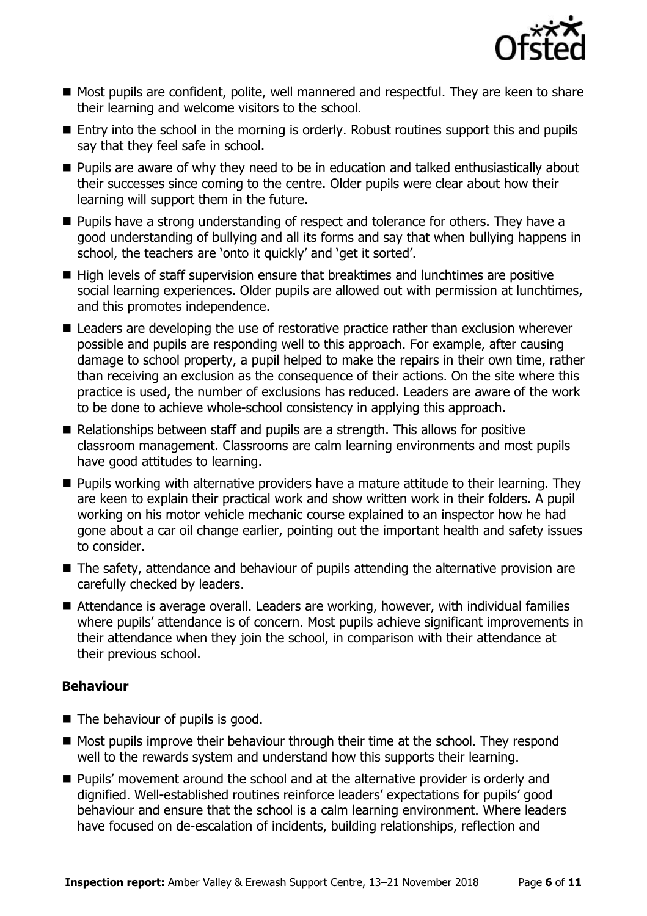- Most pupils are confident, polite, well mannered and respectful. They are keen to share their learning and welcome visitors to the school.
- Entry into the school in the morning is orderly. Robust routines support this and pupils say that they feel safe in school.
- Pupils are aware of why they need to be in education and talked enthusiastically about their successes since coming to the centre. Older pupils were clear about how their learning will support them in the future.
- Pupils have a strong understanding of respect and tolerance for others. They have a good understanding of bullying and all its forms and say that when bullying happens in school, the teachers are 'onto it quickly' and 'get it sorted'.
- High levels of staff supervision ensure that breaktimes and lunchtimes are positive social learning experiences. Older pupils are allowed out with permission at lunchtimes, and this promotes independence.
- Leaders are developing the use of restorative practice rather than exclusion wherever possible and pupils are responding well to this approach. For example, after causing damage to school property, a pupil helped to make the repairs in their own time, rather than receiving an exclusion as the consequence of their actions. On the site where this practice is used, the number of exclusions has reduced. Leaders are aware of the work to be done to achieve whole-school consistency in applying this approach.
- Relationships between staff and pupils are a strength. This allows for positive classroom management. Classrooms are calm learning environments and most pupils have good attitudes to learning.
- Pupils working with alternative providers have a mature attitude to their learning. They are keen to explain their practical work and show written work in their folders. A pupil working on his motor vehicle mechanic course explained to an inspector how he had gone about a car oil change earlier, pointing out the important health and safety issues to consider.
- The safety, attendance and behaviour of pupils attending the alternative provision are carefully checked by leaders.
- Attendance is average overall. Leaders are working, however, with individual families where pupils' attendance is of concern. Most pupils achieve significant improvements in their attendance when they join the school, in comparison with their attendance at their previous school.

### Behaviour

- The behaviour of pupils is good.
- Most pupils improve their behaviour through their time at the school. They respond well to the rewards system and understand how this supports their learning.
- Pupils' movement around the school and at the alternative provider is orderly and dignified. Well-established routines reinforce leaders' expectations for pupils' good behaviour and ensure that the school is a calm learning environment. Where leaders have focused on de-escalation of incidents, building relationships, reflection and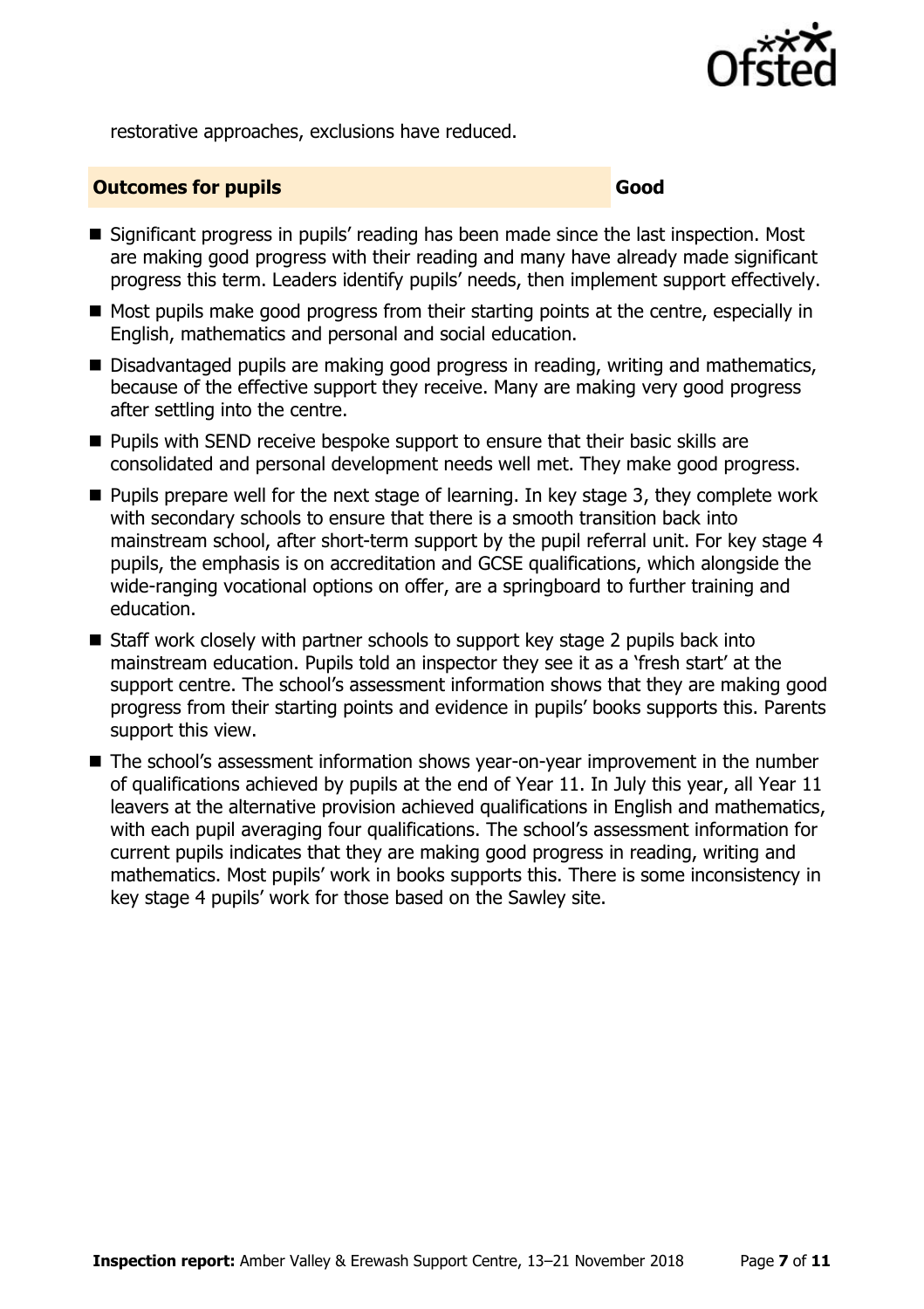restorative approaches, exclusions have reduced.

## Outcomes for pupils — Good

- Significant progress in pupils' reading has been made since the last inspection. Most are making good progress with their reading and many have already made significant progress this term. Leaders identify pupils' needs, then implement support effectively.
- Most pupils make good progress from their starting points at the centre, especially in English, mathematics and personal and social education.
- Disadvantaged pupils are making good progress in reading, writing and mathematics, because of the effective support they receive. Many are making very good progress after settling into the centre.
- Pupils with SEND receive bespoke support to ensure that their basic skills are consolidated and personal development needs well met. They make good progress.
- Pupils prepare well for the next stage of learning. In key stage 3, they complete work with secondary schools to ensure that there is a smooth transition back into mainstream school, after short-term support by the pupil referral unit. For key stage 4 pupils, the emphasis is on accreditation and GCSE qualifications, which alongside the wide-ranging vocational options on offer, are a springboard to further training and education.
- Staff work closely with partner schools to support key stage 2 pupils back into mainstream education. Pupils told an inspector they see it as a 'fresh start' at the support centre. The school's assessment information shows that they are making good progress from their starting points and evidence in pupils' books supports this. Parents support this view.
- The school's assessment information shows year-on-year improvement in the number of qualifications achieved by pupils at the end of Year 11. In July this year, all Year 11 leavers at the alternative provision achieved qualifications in English and mathematics, with each pupil averaging four qualifications. The school's assessment information for current pupils indicates that they are making good progress in reading, writing and mathematics. Most pupils' work in books supports this. There is some inconsistency in key stage 4 pupils' work for those based on the Sawley site.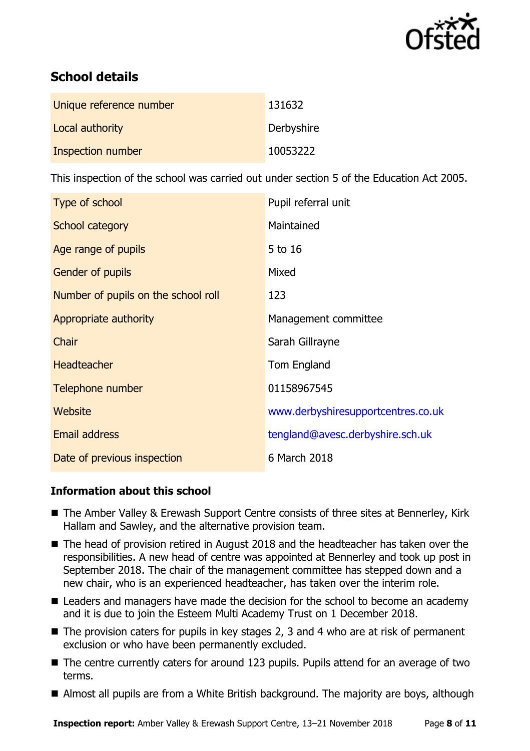## School details

| | |
|---|---|
| Unique reference number | 131632 |
| Local authority | Derbyshire |
| Inspection number | 10053222 |

This inspection of the school was carried out under section 5 of the Education Act 2005.

| | |
|---|---|
| Type of school | Pupil referral unit |
| School category | Maintained |
| Age range of pupils | 5 to 16 |
| Gender of pupils | Mixed |
| Number of pupils on the school roll | 123 |
| Appropriate authority | Management committee |
| Chair | Sarah Gillrayne |
| Headteacher | Tom England |
| Telephone number | 01158967545 |
| Website | www.derbyshiresupportcentres.co.uk |
| Email address | tengland@avesc.derbyshire.sch.uk |
| Date of previous inspection | 6 March 2018 |

### Information about this school

- The Amber Valley & Erewash Support Centre consists of three sites at Bennerley, Kirk Hallam and Sawley, and the alternative provision team.
- The head of provision retired in August 2018 and the headteacher has taken over the responsibilities. A new head of centre was appointed at Bennerley and took up post in September 2018. The chair of the management committee has stepped down and a new chair, who is an experienced headteacher, has taken over the interim role.
- Leaders and managers have made the decision for the school to become an academy and it is due to join the Esteem Multi Academy Trust on 1 December 2018.
- The provision caters for pupils in key stages 2, 3 and 4 who are at risk of permanent exclusion or who have been permanently excluded.
- The centre currently caters for around 123 pupils. Pupils attend for an average of two terms.
- Almost all pupils are from a White British background. The majority are boys, although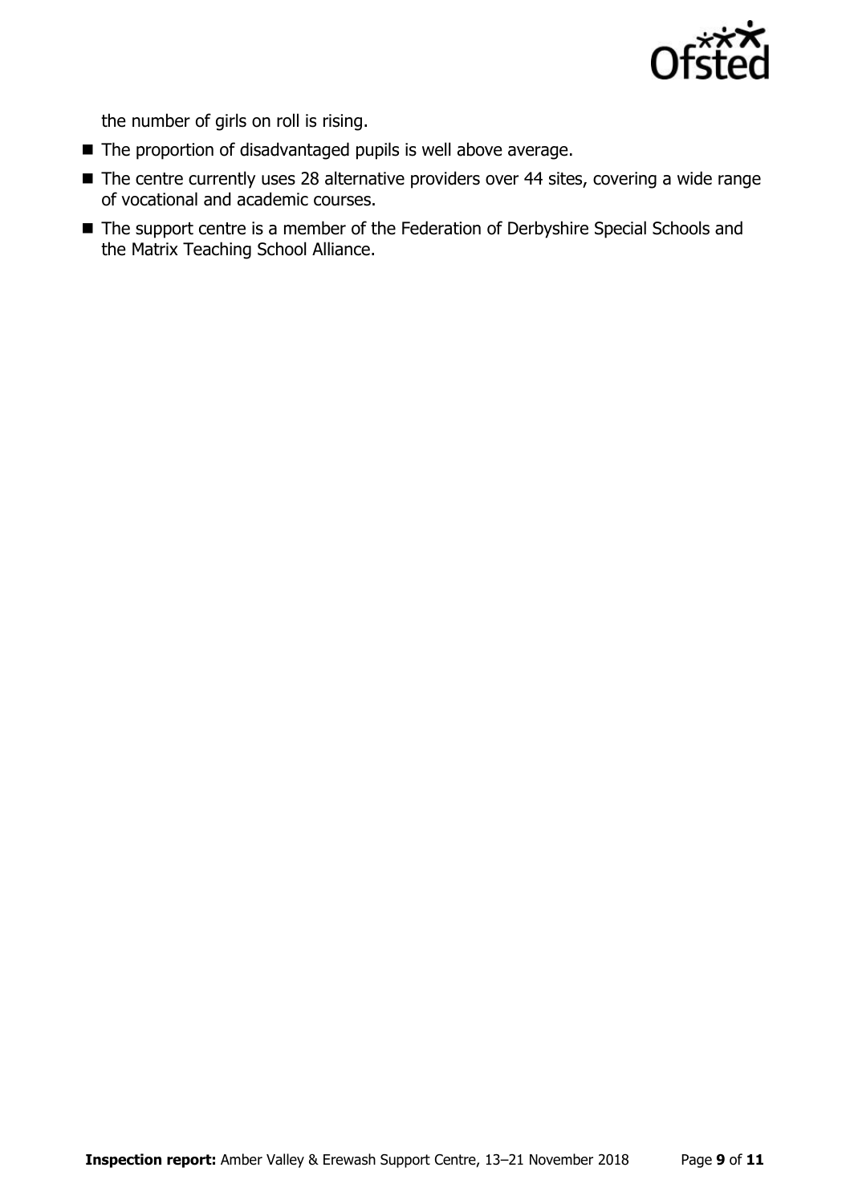the number of girls on roll is rising.

- The proportion of disadvantaged pupils is well above average.
- The centre currently uses 28 alternative providers over 44 sites, covering a wide range of vocational and academic courses.
- The support centre is a member of the Federation of Derbyshire Special Schools and the Matrix Teaching School Alliance.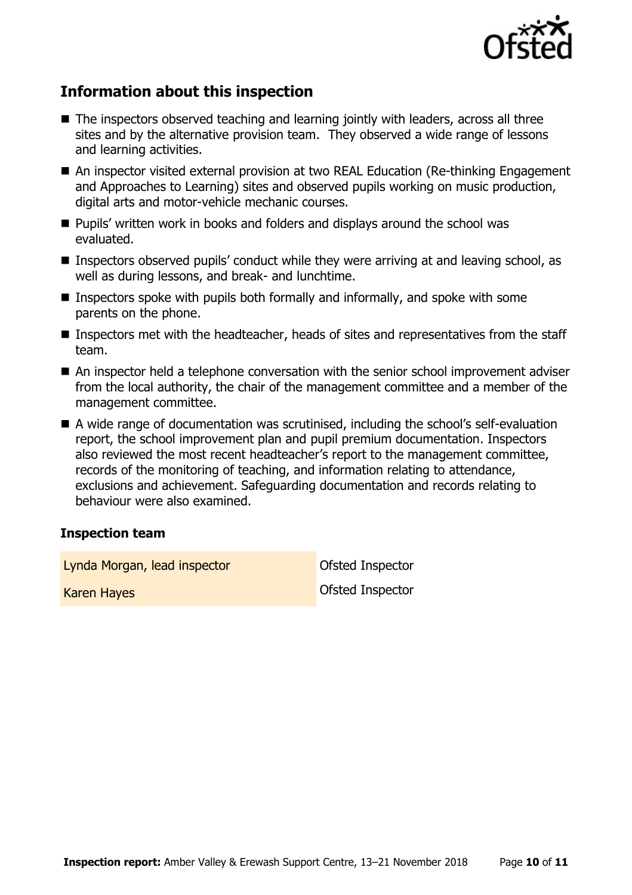## Information about this inspection

- The inspectors observed teaching and learning jointly with leaders, across all three sites and by the alternative provision team. They observed a wide range of lessons and learning activities.
- An inspector visited external provision at two REAL Education (Re-thinking Engagement and Approaches to Learning) sites and observed pupils working on music production, digital arts and motor-vehicle mechanic courses.
- Pupils' written work in books and folders and displays around the school was evaluated.
- Inspectors observed pupils' conduct while they were arriving at and leaving school, as well as during lessons, and break- and lunchtime.
- Inspectors spoke with pupils both formally and informally, and spoke with some parents on the phone.
- Inspectors met with the headteacher, heads of sites and representatives from the staff team.
- An inspector held a telephone conversation with the senior school improvement adviser from the local authority, the chair of the management committee and a member of the management committee.
- A wide range of documentation was scrutinised, including the school's self-evaluation report, the school improvement plan and pupil premium documentation. Inspectors also reviewed the most recent headteacher's report to the management committee, records of the monitoring of teaching, and information relating to attendance, exclusions and achievement. Safeguarding documentation and records relating to behaviour were also examined.

### Inspection team

| | |
|---|---|
| Lynda Morgan, lead inspector | Ofsted Inspector |
| Karen Hayes | Ofsted Inspector |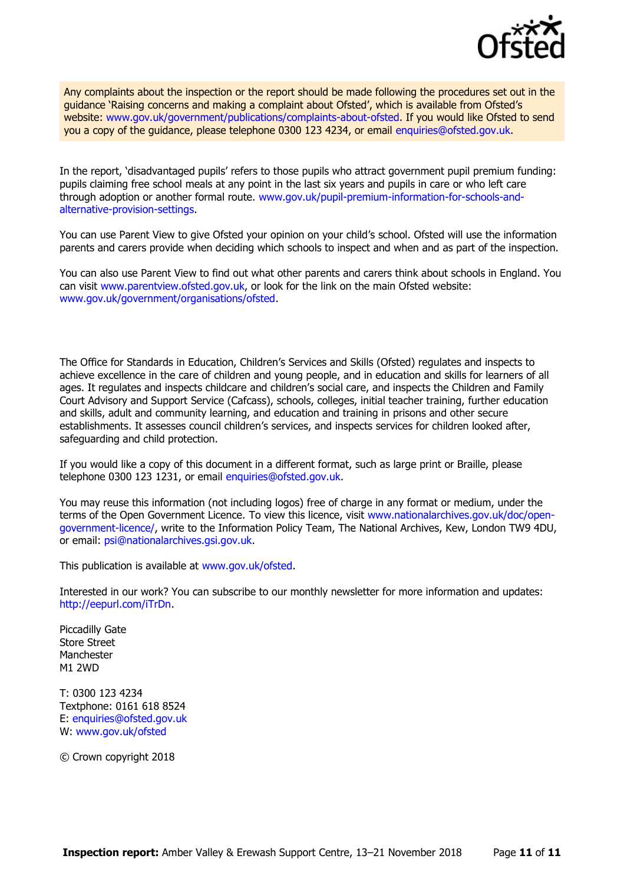Any complaints about the inspection or the report should be made following the procedures set out in the guidance 'Raising concerns and making a complaint about Ofsted', which is available from Ofsted's website: www.gov.uk/government/publications/complaints-about-ofsted. If you would like Ofsted to send you a copy of the guidance, please telephone 0300 123 4234, or email enquiries@ofsted.gov.uk.

In the report, 'disadvantaged pupils' refers to those pupils who attract government pupil premium funding: pupils claiming free school meals at any point in the last six years and pupils in care or who left care through adoption or another formal route. www.gov.uk/pupil-premium-information-for-schools-and-alternative-provision-settings.

You can use Parent View to give Ofsted your opinion on your child's school. Ofsted will use the information parents and carers provide when deciding which schools to inspect and when and as part of the inspection.

You can also use Parent View to find out what other parents and carers think about schools in England. You can visit www.parentview.ofsted.gov.uk, or look for the link on the main Ofsted website: www.gov.uk/government/organisations/ofsted.

The Office for Standards in Education, Children's Services and Skills (Ofsted) regulates and inspects to achieve excellence in the care of children and young people, and in education and skills for learners of all ages. It regulates and inspects childcare and children's social care, and inspects the Children and Family Court Advisory and Support Service (Cafcass), schools, colleges, initial teacher training, further education and skills, adult and community learning, and education and training in prisons and other secure establishments. It assesses council children's services, and inspects services for children looked after, safeguarding and child protection.

If you would like a copy of this document in a different format, such as large print or Braille, please telephone 0300 123 1231, or email enquiries@ofsted.gov.uk.

You may reuse this information (not including logos) free of charge in any format or medium, under the terms of the Open Government Licence. To view this licence, visit www.nationalarchives.gov.uk/doc/open-government-licence/, write to the Information Policy Team, The National Archives, Kew, London TW9 4DU, or email: psi@nationalarchives.gsi.gov.uk.

This publication is available at www.gov.uk/ofsted.

Interested in our work? You can subscribe to our monthly newsletter for more information and updates: http://eepurl.com/iTrDn.

Piccadilly Gate
Store Street
Manchester
M1 2WD

T: 0300 123 4234
Textphone: 0161 618 8524
E: enquiries@ofsted.gov.uk
W: www.gov.uk/ofsted

© Crown copyright 2018